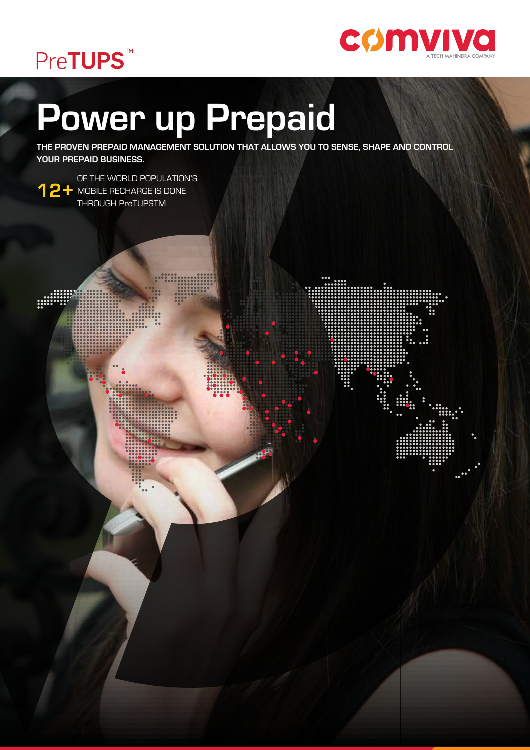PreTUPS™

comviva
A TECH MAHINDRA COMPANY

# Power up Prepaid

**THE PROVEN PREPAID MANAGEMENT SOLUTION THAT ALLOWS YOU TO SENSE, SHAPE AND CONTROL YOUR PREPAID BUSINESS.**

**12+** OF THE WORLD POPULATION'S MOBILE RECHARGE IS DONE THROUGH PreTUPSTM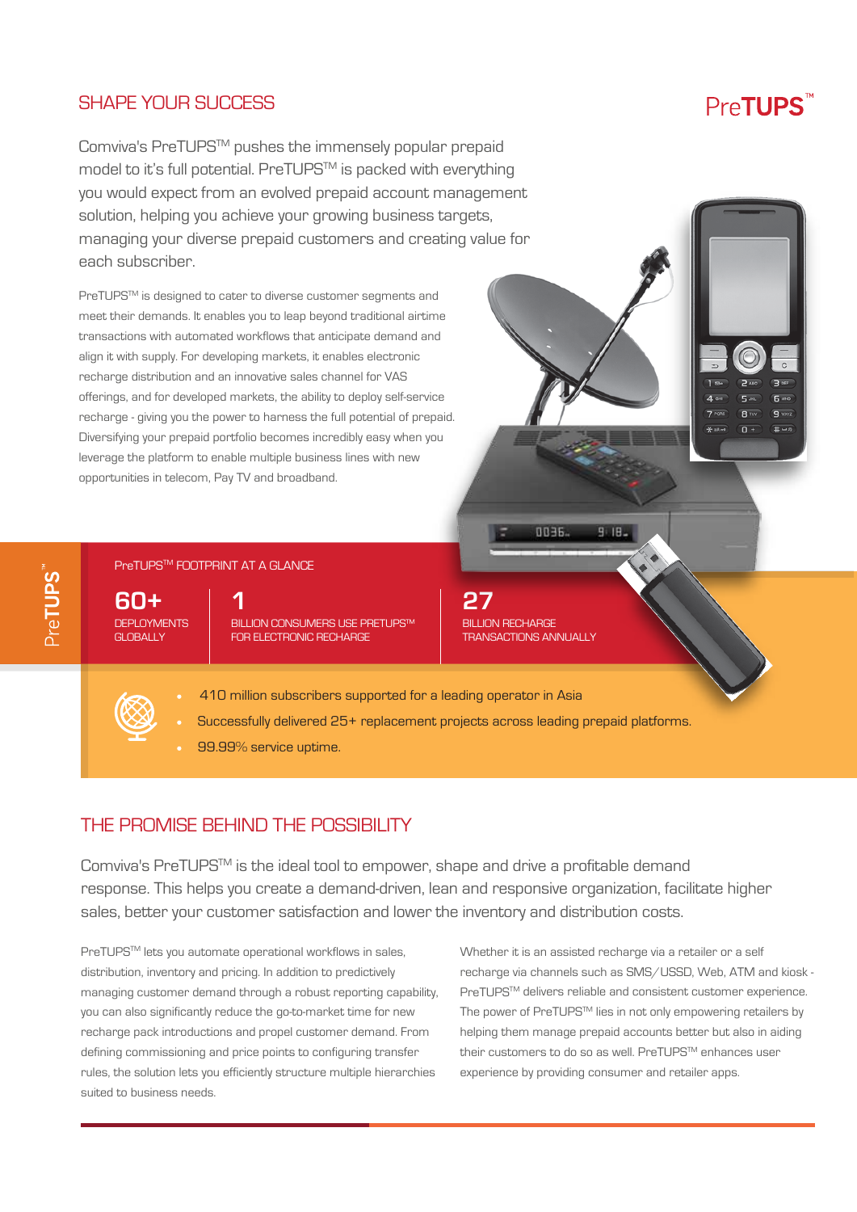## SHAPE YOUR SUCCESS

PreTUPS™

Comviva's PreTUPS™ pushes the immensely popular prepaid model to it's full potential. PreTUPS™ is packed with everything you would expect from an evolved prepaid account management solution, helping you achieve your growing business targets, managing your diverse prepaid customers and creating value for each subscriber.

PreTUPS™ is designed to cater to diverse customer segments and meet their demands. It enables you to leap beyond traditional airtime transactions with automated workflows that anticipate demand and align it with supply. For developing markets, it enables electronic recharge distribution and an innovative sales channel for VAS offerings, and for developed markets, the ability to deploy self-service recharge - giving you the power to harness the full potential of prepaid. Diversifying your prepaid portfolio becomes incredibly easy when you leverage the platform to enable multiple business lines with new opportunities in telecom, Pay TV and broadband.

### PreTUPS™ FOOTPRINT AT A GLANCE

**60+**
DEPLOYMENTS GLOBALLY

**1**
BILLION CONSUMERS USE PRETUPS™ FOR ELECTRONIC RECHARGE

**27**
BILLION RECHARGE TRANSACTIONS ANNUALLY

- 410 million subscribers supported for a leading operator in Asia
- Successfully delivered 25+ replacement projects across leading prepaid platforms.
- 99.99% service uptime.

## THE PROMISE BEHIND THE POSSIBILITY

Comviva's PreTUPS™ is the ideal tool to empower, shape and drive a profitable demand response. This helps you create a demand-driven, lean and responsive organization, facilitate higher sales, better your customer satisfaction and lower the inventory and distribution costs.

PreTUPS™ lets you automate operational workflows in sales, distribution, inventory and pricing. In addition to predictively managing customer demand through a robust reporting capability, you can also significantly reduce the go-to-market time for new recharge pack introductions and propel customer demand. From defining commissioning and price points to configuring transfer rules, the solution lets you efficiently structure multiple hierarchies suited to business needs.

Whether it is an assisted recharge via a retailer or a self recharge via channels such as SMS/USSD, Web, ATM and kiosk - PreTUPS™ delivers reliable and consistent customer experience. The power of PreTUPS™ lies in not only empowering retailers by helping them manage prepaid accounts better but also in aiding their customers to do so as well. PreTUPS™ enhances user experience by providing consumer and retailer apps.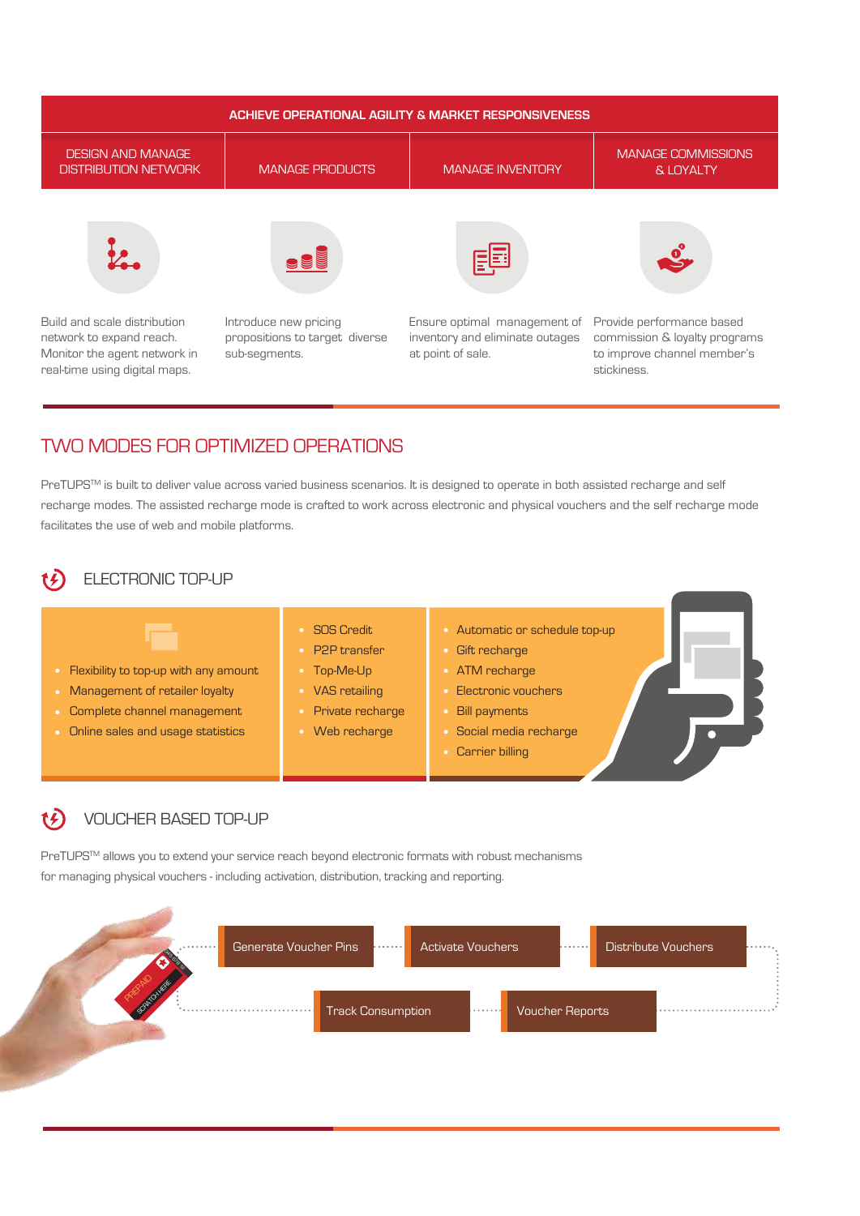## ACHIEVE OPERATIONAL AGILITY & MARKET RESPONSIVENESS

| DESIGN AND MANAGE DISTRIBUTION NETWORK | MANAGE PRODUCTS | MANAGE INVENTORY | MANAGE COMMISSIONS & LOYALTY |
| --- | --- | --- | --- |
| Build and scale distribution network to expand reach. Monitor the agent network in real-time using digital maps. | Introduce new pricing propositions to target diverse sub-segments. | Ensure optimal management of inventory and eliminate outages at point of sale. | Provide performance based commission & loyalty programs to improve channel member's stickiness. |

## TWO MODES FOR OPTIMIZED OPERATIONS

PreTUPS™ is built to deliver value across varied business scenarios. It is designed to operate in both assisted recharge and self recharge modes. The assisted recharge mode is crafted to work across electronic and physical vouchers and the self recharge mode facilitates the use of web and mobile platforms.

### ELECTRONIC TOP-UP

- Flexibility to top-up with any amount
- Management of retailer loyalty
- Complete channel management
- Online sales and usage statistics

- SOS Credit
- P2P transfer
- Top-Me-Up
- VAS retailing
- Private recharge
- Web recharge

- Automatic or schedule top-up
- Gift recharge
- ATM recharge
- Electronic vouchers
- Bill payments
- Social media recharge
- Carrier billing

### VOUCHER BASED TOP-UP

PreTUPS™ allows you to extend your service reach beyond electronic formats with robust mechanisms for managing physical vouchers - including activation, distribution, tracking and reporting.

Generate Voucher Pins → Activate Vouchers → Distribute Vouchers → Voucher Reports → Track Consumption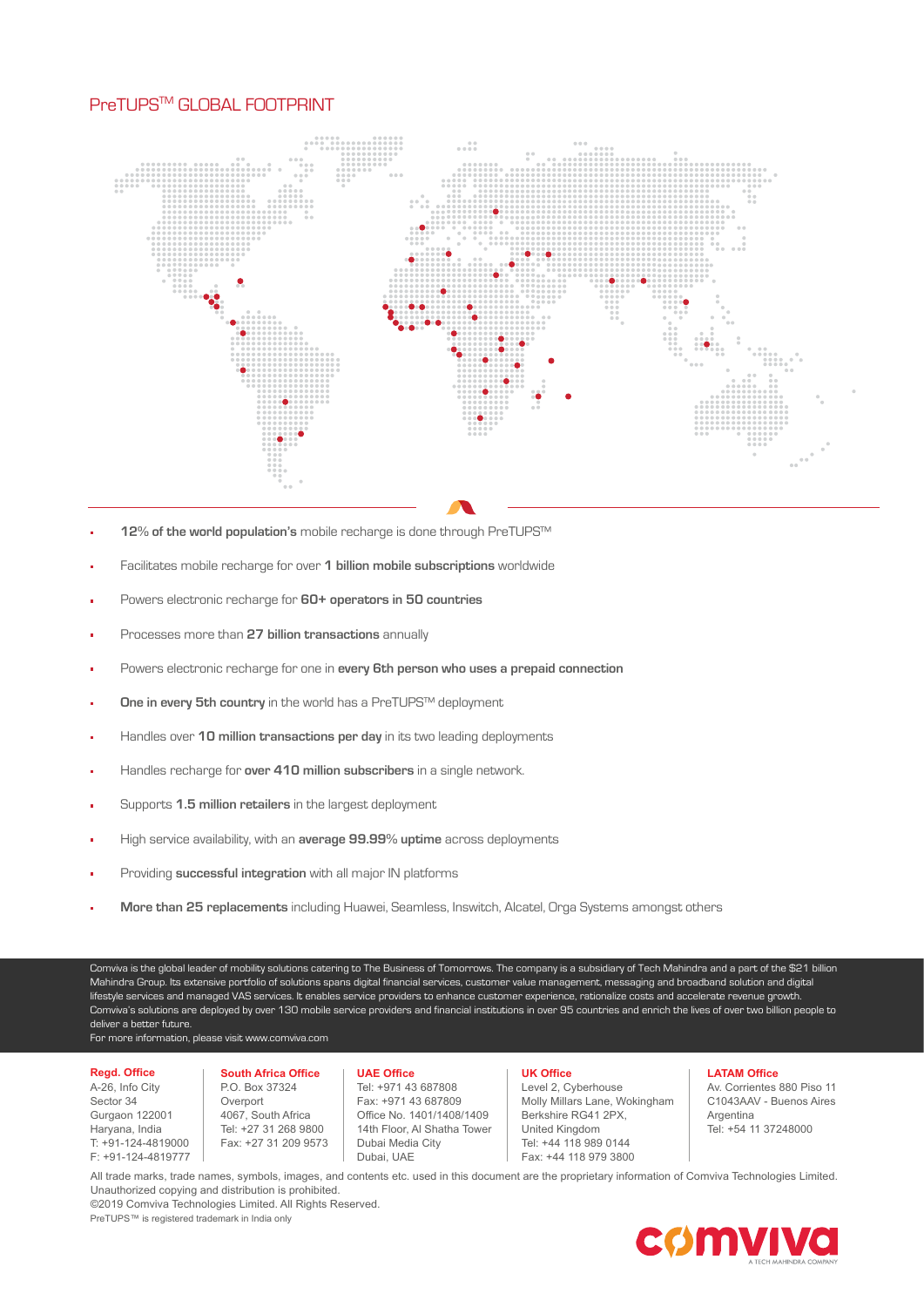## PreTUPS™ GLOBAL FOOTPRINT

- **12% of the world population's** mobile recharge is done through PreTUPS™
- Facilitates mobile recharge for over **1 billion mobile subscriptions** worldwide
- Powers electronic recharge for **60+ operators in 50 countries**
- Processes more than **27 billion transactions** annually
- Powers electronic recharge for one in **every 6th person who uses a prepaid connection**
- **One in every 5th country** in the world has a PreTUPS™ deployment
- Handles over **10 million transactions per day** in its two leading deployments
- Handles recharge for **over 410 million subscribers** in a single network.
- Supports **1.5 million retailers** in the largest deployment
- High service availability, with an **average 99.99% uptime** across deployments
- Providing **successful integration** with all major IN platforms
- **More than 25 replacements** including Huawei, Seamless, Inswitch, Alcatel, Orga Systems amongst others

Comviva is the global leader of mobility solutions catering to The Business of Tomorrows. The company is a subsidiary of Tech Mahindra and a part of the $21 billion Mahindra Group. Its extensive portfolio of solutions spans digital financial services, customer value management, messaging and broadband solution and digital lifestyle services and managed VAS services. It enables service providers to enhance customer experience, rationalize costs and accelerate revenue growth. Comviva's solutions are deployed by over 130 mobile service providers and financial institutions in over 95 countries and enrich the lives of over two billion people to deliver a better future.
For more information, please visit www.comviva.com

**Regd. Office**
A-26, Info City
Sector 34
Gurgaon 122001
Haryana, India
T: +91-124-4819000
F: +91-124-4819777

**South Africa Office**
P.O. Box 37324
Overport
4067, South Africa
Tel: +27 31 268 9800
Fax: +27 31 209 9573

**UAE Office**
Tel: +971 43 687808
Fax: +971 43 687809
Office No. 1401/1408/1409
14th Floor, Al Shatha Tower
Dubai Media City
Dubai, UAE

**UK Office**
Level 2, Cyberhouse
Molly Millars Lane, Wokingham
Berkshire RG41 2PX,
United Kingdom
Tel: +44 118 989 0144
Fax: +44 118 979 3800

**LATAM Office**
Av. Corrientes 880 Piso 11
C1043AAV - Buenos Aires
Argentina
Tel: +54 11 37248000

All trade marks, trade names, symbols, images, and contents etc. used in this document are the proprietary information of Comviva Technologies Limited. Unauthorized copying and distribution is prohibited.
©2019 Comviva Technologies Limited. All Rights Reserved.
PreTUPS™ is registered trademark in India only

comviva
A TECH MAHINDRA COMPANY